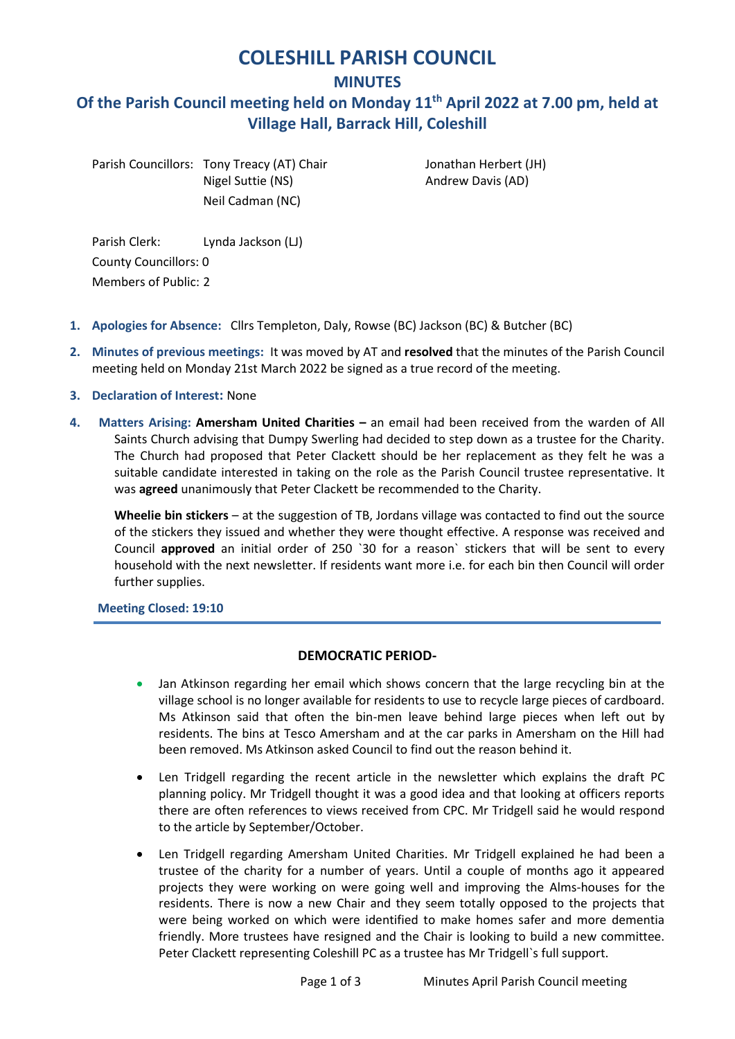# COLESHILL PARISH COUNCIL

## MINUTES

## Of the Parish Council meeting held on Monday 11th April 2022 at 7.00 pm, held at Village Hall, Barrack Hill, Coleshill

Parish Councillors: Tony Treacy (AT) Chair, Nigel Suttie (NS), Neil Cadman (NC), Jonathan Herbert (JH), Andrew Davis (AD)

Parish Clerk: Lynda Jackson (LJ)

County Councillors: 0

Members of Public: 2

1. **Apologies for Absence:** Cllrs Templeton, Daly, Rowse (BC) Jackson (BC) & Butcher (BC)

2. **Minutes of previous meetings:** It was moved by AT and **resolved** that the minutes of the Parish Council meeting held on Monday 21st March 2022 be signed as a true record of the meeting.

3. **Declaration of Interest:** None

4. **Matters Arising:** **Amersham United Charities –** an email had been received from the warden of All Saints Church advising that Dumpy Swerling had decided to step down as a trustee for the Charity. The Church had proposed that Peter Clackett should be her replacement as they felt he was a suitable candidate interested in taking on the role as the Parish Council trustee representative. It was **agreed** unanimously that Peter Clackett be recommended to the Charity.

   **Wheelie bin stickers** – at the suggestion of TB, Jordans village was contacted to find out the source of the stickers they issued and whether they were thought effective. A response was received and Council **approved** an initial order of 250 `30 for a reason` stickers that will be sent to every household with the next newsletter. If residents want more i.e. for each bin then Council will order further supplies.

**Meeting Closed: 19:10**

---

**DEMOCRATIC PERIOD-**

- Jan Atkinson regarding her email which shows concern that the large recycling bin at the village school is no longer available for residents to use to recycle large pieces of cardboard. Ms Atkinson said that often the bin-men leave behind large pieces when left out by residents. The bins at Tesco Amersham and at the car parks in Amersham on the Hill had been removed. Ms Atkinson asked Council to find out the reason behind it.

- Len Tridgell regarding the recent article in the newsletter which explains the draft PC planning policy. Mr Tridgell thought it was a good idea and that looking at officers reports there are often references to views received from CPC. Mr Tridgell said he would respond to the article by September/October.

- Len Tridgell regarding Amersham United Charities. Mr Tridgell explained he had been a trustee of the charity for a number of years. Until a couple of months ago it appeared projects they were working on were going well and improving the Alms-houses for the residents. There is now a new Chair and they seem totally opposed to the projects that were being worked on which were identified to make homes safer and more dementia friendly. More trustees have resigned and the Chair is looking to build a new committee. Peter Clackett representing Coleshill PC as a trustee has Mr Tridgell`s full support.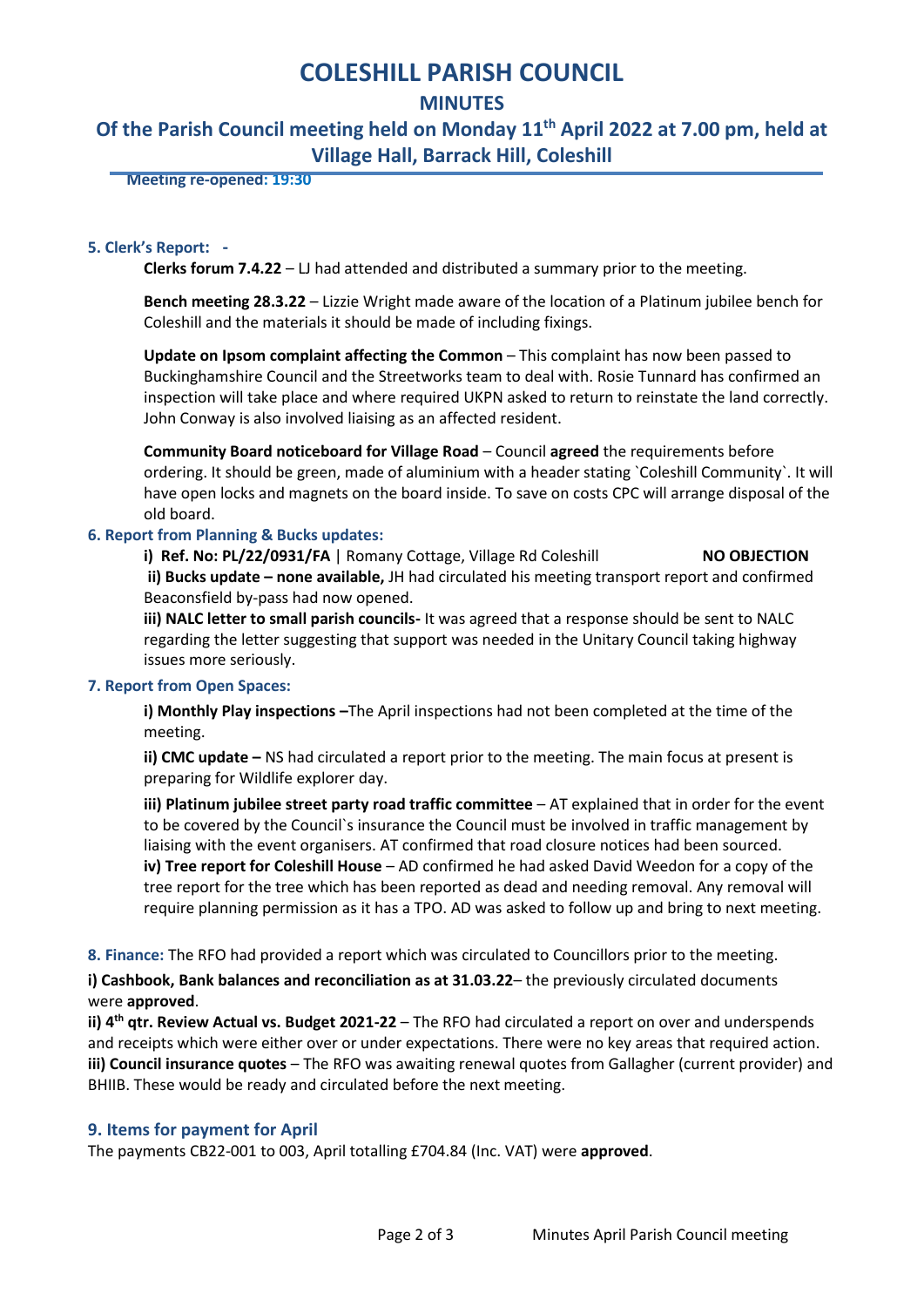# COLESHILL PARISH COUNCIL

## MINUTES

## Of the Parish Council meeting held on Monday 11th April 2022 at 7.00 pm, held at Village Hall, Barrack Hill, Coleshill

**Meeting re-opened: 19:30**

### 5. Clerk's Report: -

**Clerks forum 7.4.22** – LJ had attended and distributed a summary prior to the meeting.

**Bench meeting 28.3.22** – Lizzie Wright made aware of the location of a Platinum jubilee bench for Coleshill and the materials it should be made of including fixings.

**Update on Ipsom complaint affecting the Common** – This complaint has now been passed to Buckinghamshire Council and the Streetworks team to deal with. Rosie Tunnard has confirmed an inspection will take place and where required UKPN asked to return to reinstate the land correctly. John Conway is also involved liaising as an affected resident.

**Community Board noticeboard for Village Road** – Council **agreed** the requirements before ordering. It should be green, made of aluminium with a header stating `Coleshill Community`. It will have open locks and magnets on the board inside. To save on costs CPC will arrange disposal of the old board.

### 6. Report from Planning & Bucks updates:

**i) Ref. No: PL/22/0931/FA** | Romany Cottage, Village Rd Coleshill **NO OBJECTION**

**ii) Bucks update – none available,** JH had circulated his meeting transport report and confirmed Beaconsfield by-pass had now opened.

**iii) NALC letter to small parish councils-** It was agreed that a response should be sent to NALC regarding the letter suggesting that support was needed in the Unitary Council taking highway issues more seriously.

### 7. Report from Open Spaces:

**i) Monthly Play inspections –**The April inspections had not been completed at the time of the meeting.

**ii) CMC update –** NS had circulated a report prior to the meeting. The main focus at present is preparing for Wildlife explorer day.

**iii) Platinum jubilee street party road traffic committee** – AT explained that in order for the event to be covered by the Council`s insurance the Council must be involved in traffic management by liaising with the event organisers. AT confirmed that road closure notices had been sourced.

**iv) Tree report for Coleshill House** – AD confirmed he had asked David Weedon for a copy of the tree report for the tree which has been reported as dead and needing removal. Any removal will require planning permission as it has a TPO. AD was asked to follow up and bring to next meeting.

**8. Finance:** The RFO had provided a report which was circulated to Councillors prior to the meeting.

**i) Cashbook, Bank balances and reconciliation as at 31.03.22**– the previously circulated documents were **approved**.

**ii) 4th qtr. Review Actual vs. Budget 2021-22** – The RFO had circulated a report on over and underspends and receipts which were either over or under expectations. There were no key areas that required action.

**iii) Council insurance quotes** – The RFO was awaiting renewal quotes from Gallagher (current provider) and BHIIB. These would be ready and circulated before the next meeting.

### 9. Items for payment for April

The payments CB22-001 to 003, April totalling £704.84 (Inc. VAT) were **approved**.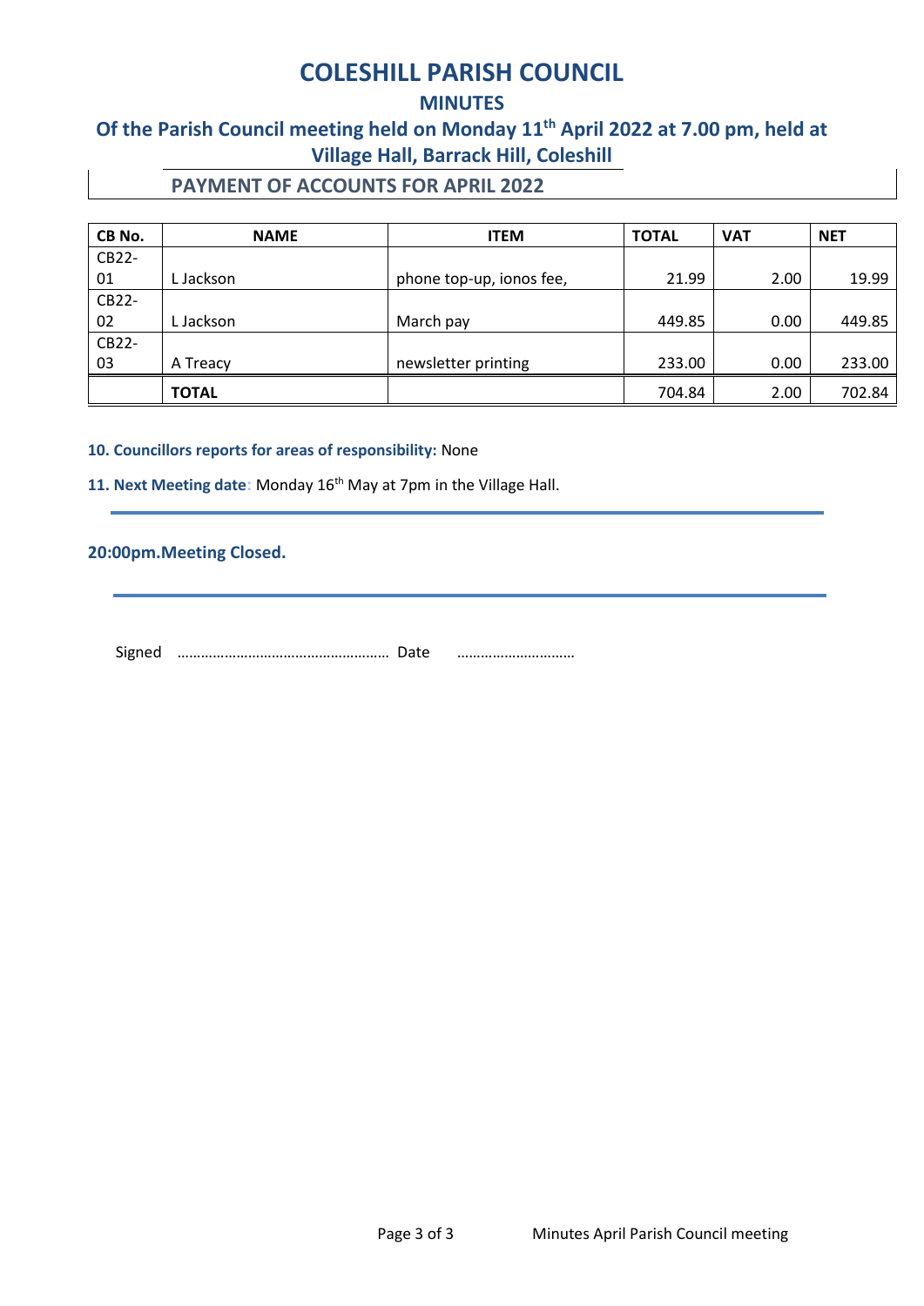# COLESHILL PARISH COUNCIL

## MINUTES

## Of the Parish Council meeting held on Monday 11th April 2022 at 7.00 pm, held at Village Hall, Barrack Hill, Coleshill

### PAYMENT OF ACCOUNTS FOR APRIL 2022

| CB No. | NAME | ITEM | TOTAL | VAT | NET |
|---|---|---|---|---|---|
| CB22-01 | L Jackson | phone top-up, ionos fee, | 21.99 | 2.00 | 19.99 |
| CB22-02 | L Jackson | March pay | 449.85 | 0.00 | 449.85 |
| CB22-03 | A Treacy | newsletter printing | 233.00 | 0.00 | 233.00 |
| | **TOTAL** | | 704.84 | 2.00 | 702.84 |

**10. Councillors reports for areas of responsibility:** None

**11. Next Meeting date:** Monday 16th May at 7pm in the Village Hall.

**20:00pm.Meeting Closed.**

Signed ……………………………………………… Date ………………………….